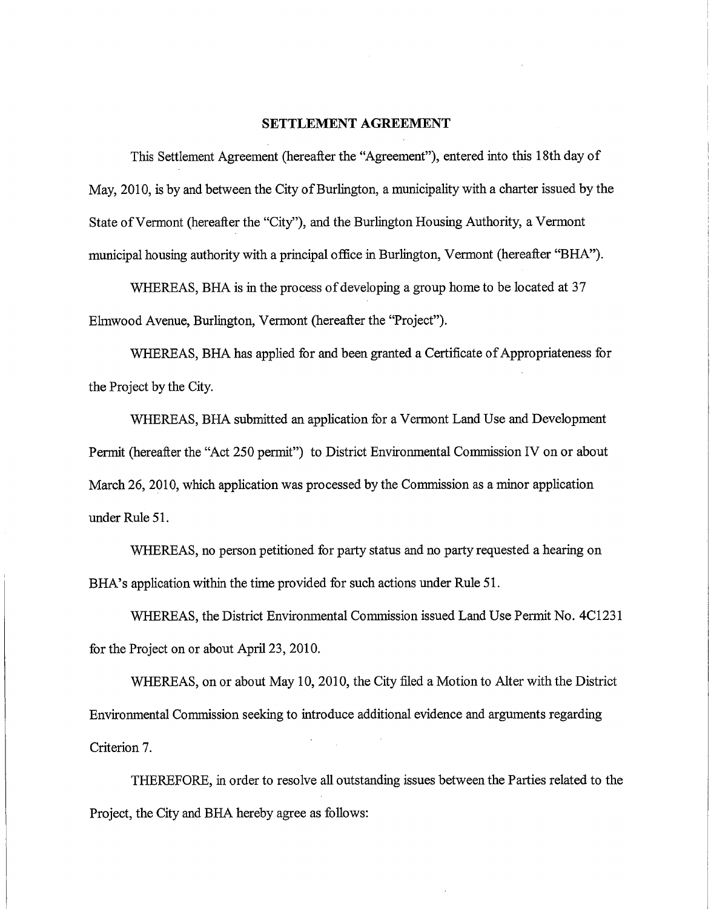# SETTLEMENT AGREEMENT

This Settlement Agreement (hereafter the "Agreement"), entered into this 18th day of May, 2010, is by and between the City of Burlington, a municipality with a charter issued by the State of Vermont (hereafter the "City"), and the Burlington Housing Authority, a Vermont municipal housing authority with a principal office in Burlington, Vermont (hereafter "BHA").

WHEREAS, BHA is in the process of developing a group home to be located at 37 Elmwood Avenue, Burlington, Vermont (hereafter the "Project").

WHEREAS, BHA has applied for and been granted a Certificate of Appropriateness for the Project by the City.

WHEREAS, BHA submitted an application for a Vermont Land Use and Development Permit (hereafter the "Act 250 permit") to District Environmental Commission IV on or about March 26, 2010, which application was processed by the Commission as a minor application under Rule 51.

WHEREAS, no person petitioned for party status and no party requested a hearing on BHA's application within the time provided for such actions under Rule 51.

WHEREAS, the District Environmental Commission issued Land Use Permit No. 4C1231 for the Project on or about April 23, 2010.

WHEREAS, on or about May 10, 2010, the City filed a Motion to Alter with the District Environmental Commission seeking to introduce additional evidence and arguments regarding Criterion 7.

THEREFORE, in order to resolve all outstanding issues between the Parties related to the Project, the City and BHA hereby agree as follows: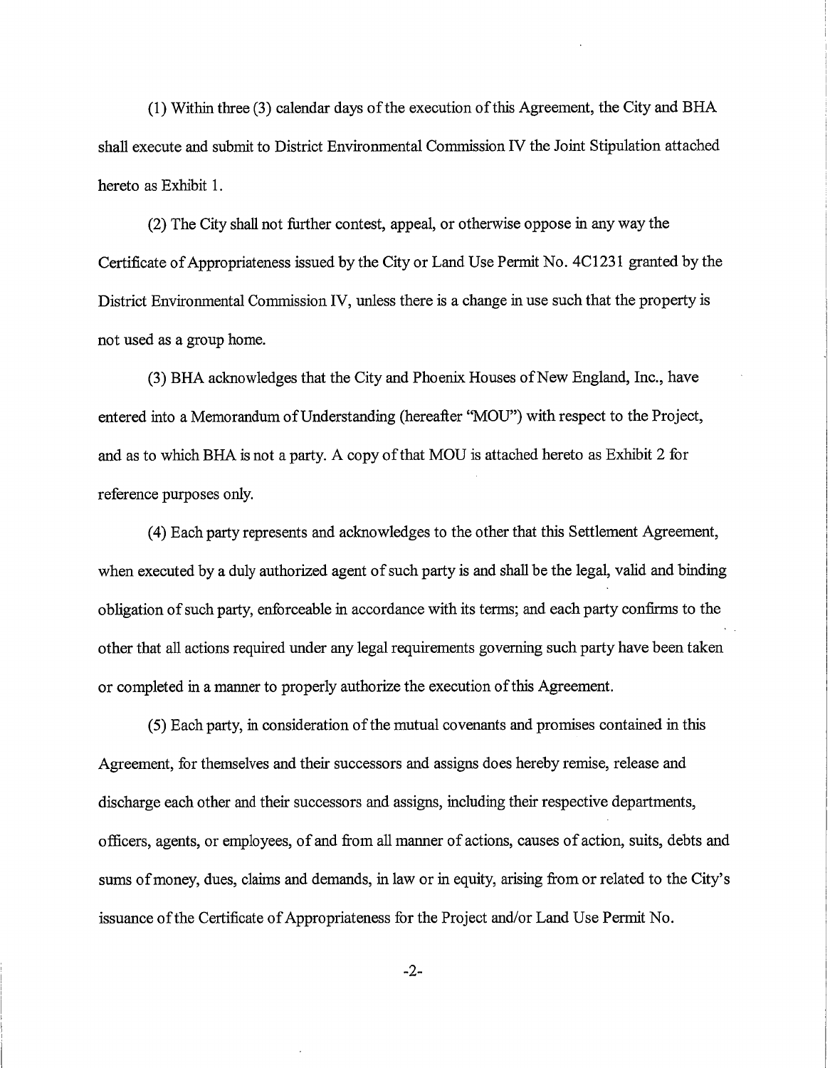(1) Within three (3) calendar days of the execution of this Agreement, the City and BHA shall execute and submit to District Environmental Commission IV the Joint Stipulation attached hereto as Exhibit 1.

(2) The City shall not further contest, appeal, or otherwise oppose in any way the Certificate of Appropriateness issued by the City or Land Use Permit No. 4C1231 granted by the District Environmental Commission IV, unless there is a change in use such that the property is not used as a group home.

(3) BHA acknowledges that the City and Phoenix Houses of New England, Inc., have entered into a Memorandum of Understanding (hereafter "MOU") with respect to the Project, and as to which BHA is not a party. A copy of that MOU is attached hereto as Exhibit 2 for reference purposes only.

(4) Each party represents and acknowledges to the other that this Settlement Agreement, when executed by a duly authorized agent of such party is and shall be the legal, valid and binding obligation of such party, enforceable in accordance with its terms; and each party confirms to the other that all actions required under any legal requirements governing such party have been taken or completed in a manner to properly authorize the execution of this Agreement.

(5) Each party, in consideration of the mutual covenants and promises contained in this Agreement, for themselves and their successors and assigns does hereby remise, release and discharge each other and their successors and assigns, including their respective departments, officers, agents, or employees, of and from all manner of actions, causes of action, suits, debts and sums of money, dues, claims and demands, in law or in equity, arising from or related to the City's issuance of the Certificate of Appropriateness for the Project and/or Land Use Permit No.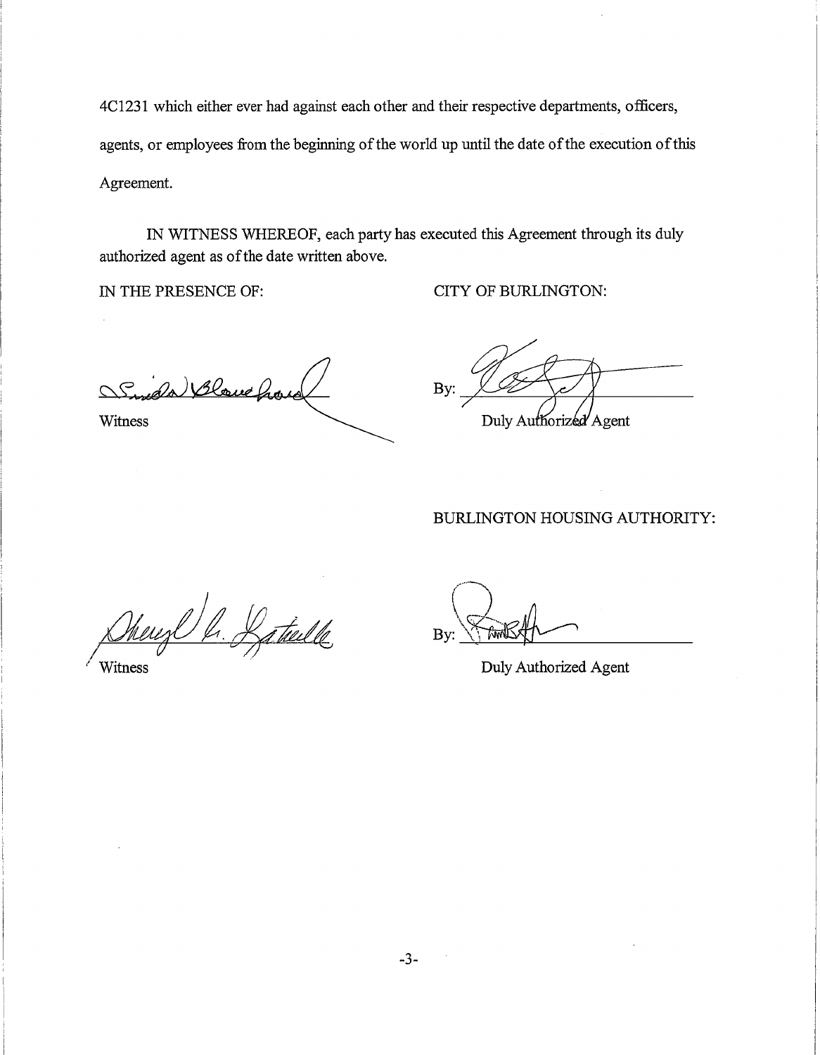4C1231 which either ever had against each other and their respective departments, officers, agents, or employees from the beginning of the world up until the date of the execution of this Agreement.

IN WITNESS WHEREOF, each party has executed this Agreement through its duly authorized agent as of the date written above.

IN THE PRESENCE OF:

CITY OF BURLINGTON:

Witness

By: ____________________
Duly Authorized Agent

BURLINGTON HOUSING AUTHORITY:

Witness

By: ____________________
Duly Authorized Agent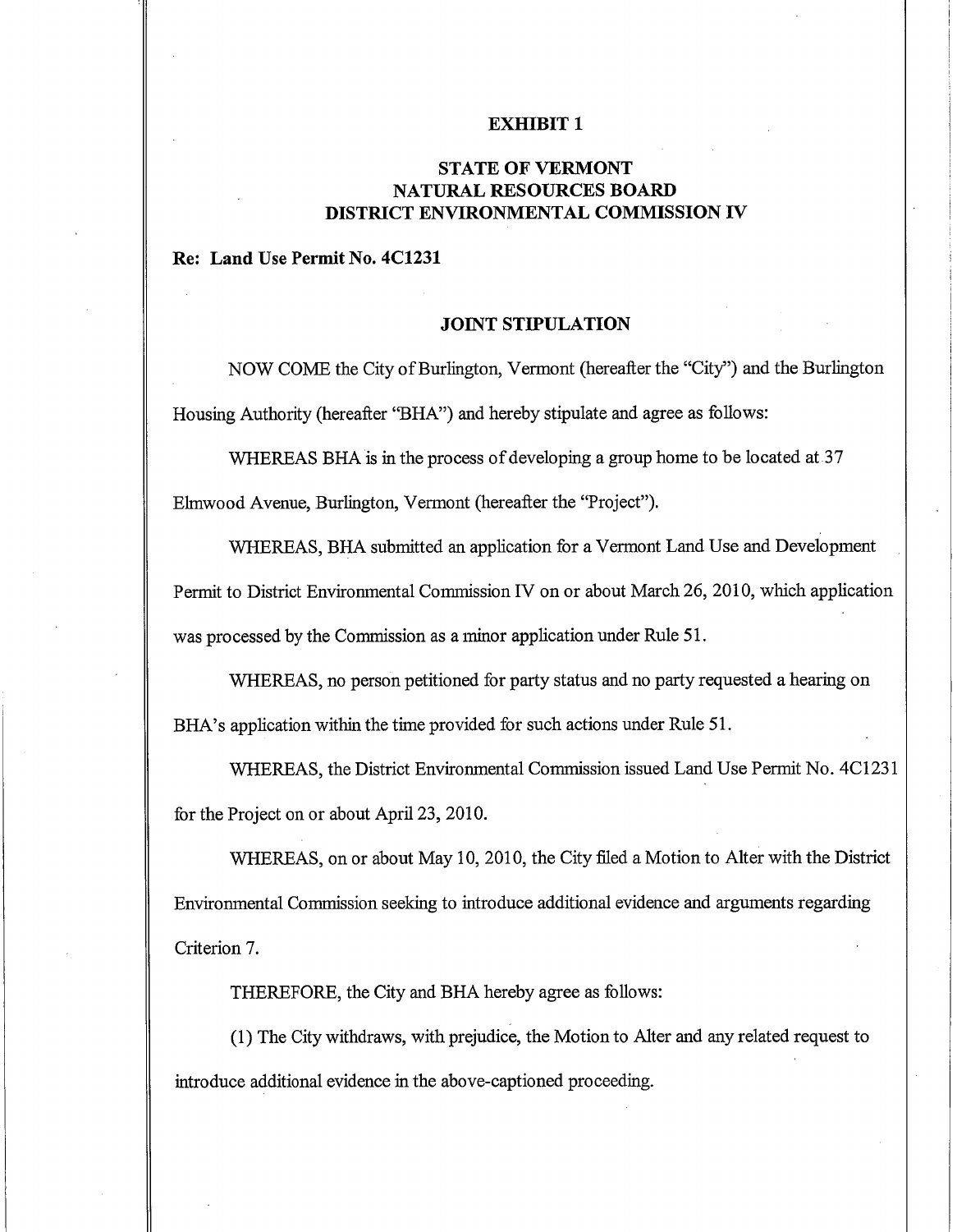**EXHIBIT 1**

**STATE OF VERMONT**
**NATURAL RESOURCES BOARD**
**DISTRICT ENVIRONMENTAL COMMISSION IV**

**Re: Land Use Permit No. 4C1231**

**JOINT STIPULATION**

NOW COME the City of Burlington, Vermont (hereafter the "City") and the Burlington Housing Authority (hereafter "BHA") and hereby stipulate and agree as follows:

WHEREAS BHA is in the process of developing a group home to be located at 37 Elmwood Avenue, Burlington, Vermont (hereafter the "Project").

WHEREAS, BHA submitted an application for a Vermont Land Use and Development Permit to District Environmental Commission IV on or about March 26, 2010, which application was processed by the Commission as a minor application under Rule 51.

WHEREAS, no person petitioned for party status and no party requested a hearing on BHA's application within the time provided for such actions under Rule 51.

WHEREAS, the District Environmental Commission issued Land Use Permit No. 4C1231 for the Project on or about April 23, 2010.

WHEREAS, on or about May 10, 2010, the City filed a Motion to Alter with the District Environmental Commission seeking to introduce additional evidence and arguments regarding Criterion 7.

THEREFORE, the City and BHA hereby agree as follows:

(1) The City withdraws, with prejudice, the Motion to Alter and any related request to introduce additional evidence in the above-captioned proceeding.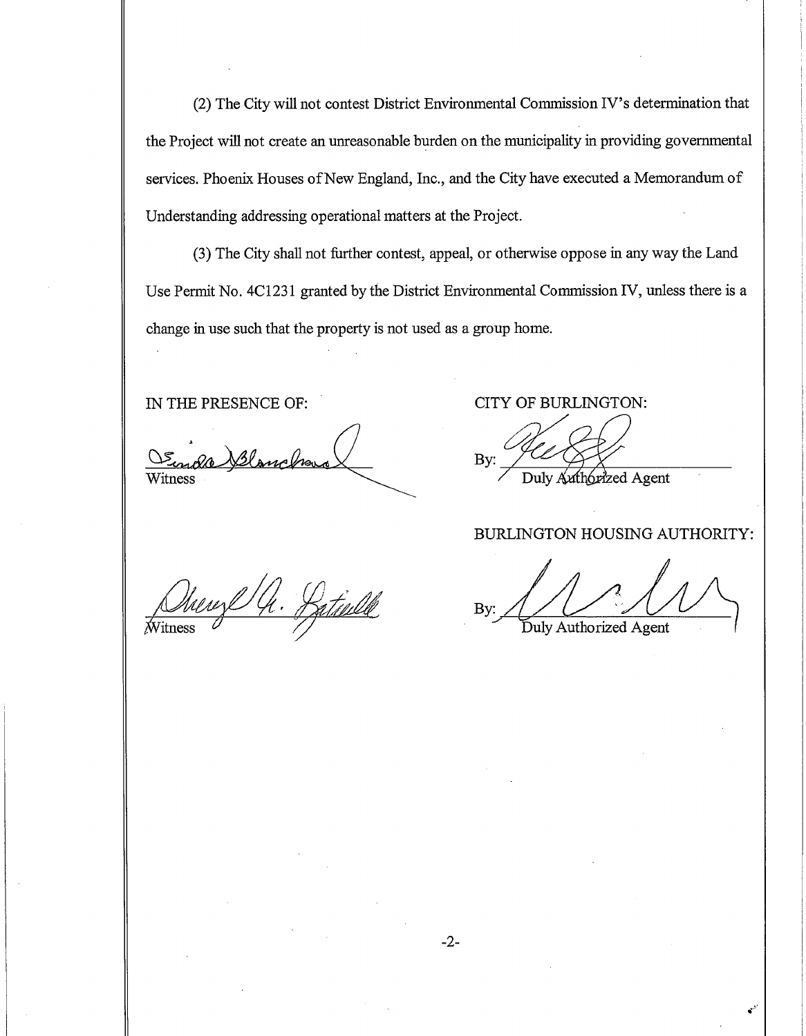(2) The City will not contest District Environmental Commission IV's determination that the Project will not create an unreasonable burden on the municipality in providing governmental services. Phoenix Houses of New England, Inc., and the City have executed a Memorandum of Understanding addressing operational matters at the Project.

(3) The City shall not further contest, appeal, or otherwise oppose in any way the Land Use Permit No. 4C1231 granted by the District Environmental Commission IV, unless there is a change in use such that the property is not used as a group home.

IN THE PRESENCE OF:

\_\_\_\_\_\_\_\_\_\_\_\_\_\_\_\_\_\_\_\_\_\_\_\_
Witness

CITY OF BURLINGTON:

By: \_\_\_\_\_\_\_\_\_\_\_\_\_\_\_\_\_\_\_\_\_\_\_\_
Duly Authorized Agent

\_\_\_\_\_\_\_\_\_\_\_\_\_\_\_\_\_\_\_\_\_\_\_\_
Witness

BURLINGTON HOUSING AUTHORITY:

By: \_\_\_\_\_\_\_\_\_\_\_\_\_\_\_\_\_\_\_\_\_\_\_\_
Duly Authorized Agent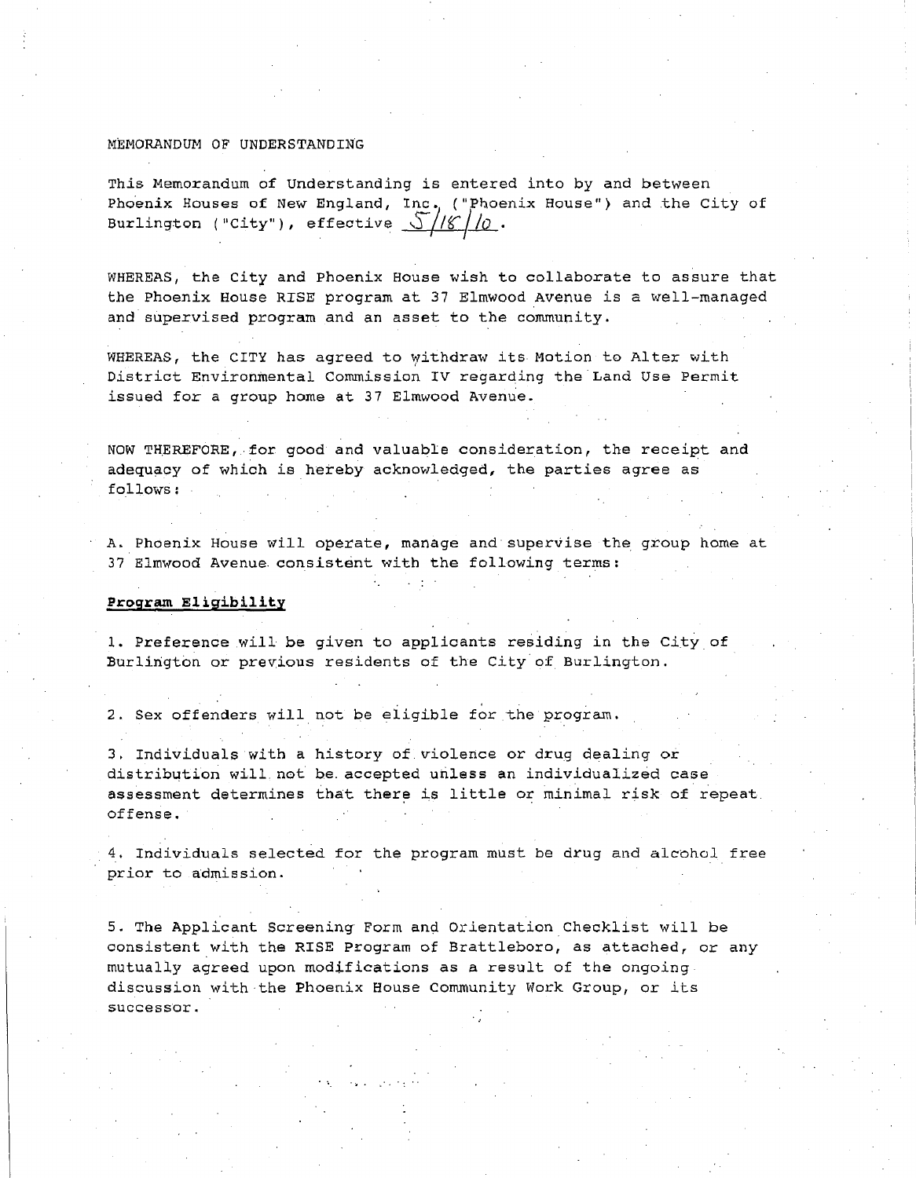MEMORANDUM OF UNDERSTANDING

This Memorandum of Understanding is entered into by and between Phoenix Houses of New England, Inc. ("Phoenix House") and the City of Burlington ("City"), effective 5/18/10.

WHEREAS, the City and Phoenix House wish to collaborate to assure that the Phoenix House RISE program at 37 Elmwood Avenue is a well-managed and supervised program and an asset to the community.

WHEREAS, the CITY has agreed to withdraw its Motion to Alter with District Environmental Commission IV regarding the Land Use Permit issued for a group home at 37 Elmwood Avenue.

NOW THEREFORE, for good and valuable consideration, the receipt and adequacy of which is hereby acknowledged, the parties agree as follows:

A. Phoenix House will operate, manage and supervise the group home at 37 Elmwood Avenue consistent with the following terms:

**Program Eligibility**

1. Preference will be given to applicants residing in the City of Burlington or previous residents of the City of Burlington.

2. Sex offenders will not be eligible for the program.

3. Individuals with a history of violence or drug dealing or distribution will not be accepted unless an individualized case assessment determines that there is little or minimal risk of repeat offense.

4. Individuals selected for the program must be drug and alcohol free prior to admission.

5. The Applicant Screening Form and Orientation Checklist will be consistent with the RISE Program of Brattleboro, as attached, or any mutually agreed upon modifications as a result of the ongoing discussion with the Phoenix House Community Work Group, or its successor.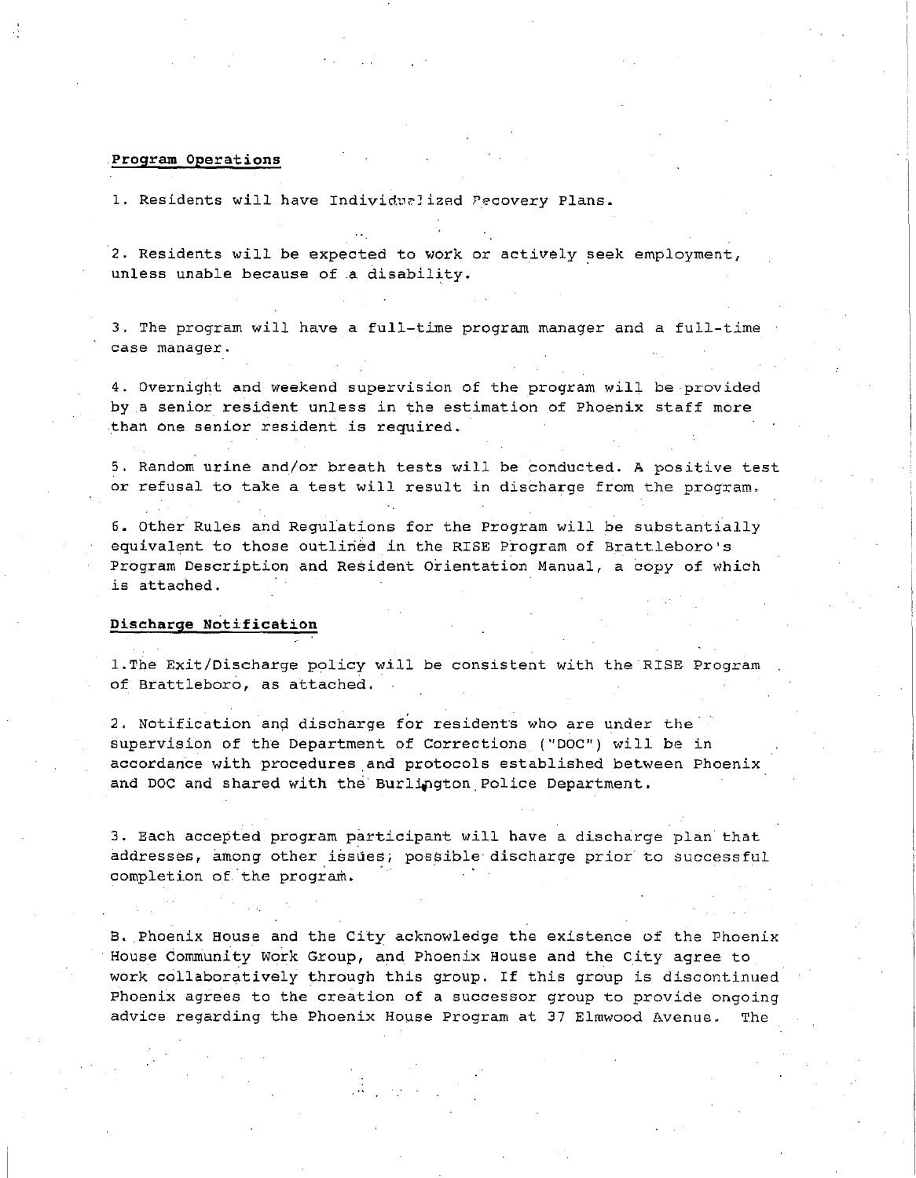**Program Operations**

1. Residents will have Individualized Recovery Plans.

2. Residents will be expected to work or actively seek employment, unless unable because of a disability.

3. The program will have a full-time program manager and a full-time case manager.

4. Overnight and weekend supervision of the program will be provided by a senior resident unless in the estimation of Phoenix staff more than one senior resident is required.

5. Random urine and/or breath tests will be conducted. A positive test or refusal to take a test will result in discharge from the program.

6. Other Rules and Regulations for the Program will be substantially equivalent to those outlined in the RISE Program of Brattleboro's Program Description and Resident Orientation Manual, a copy of which is attached.

**Discharge Notification**

1. The Exit/Discharge policy will be consistent with the RISE Program of Brattleboro, as attached.

2. Notification and discharge for residents who are under the supervision of the Department of Corrections ("DOC") will be in accordance with procedures and protocols established between Phoenix and DOC and shared with the Burlington Police Department.

3. Each accepted program participant will have a discharge plan that addresses, among other issues, possible discharge prior to successful completion of the program.

B. Phoenix House and the City acknowledge the existence of the Phoenix House Community Work Group, and Phoenix House and the City agree to work collaboratively through this group. If this group is discontinued Phoenix agrees to the creation of a successor group to provide ongoing advice regarding the Phoenix House Program at 37 Elmwood Avenue. The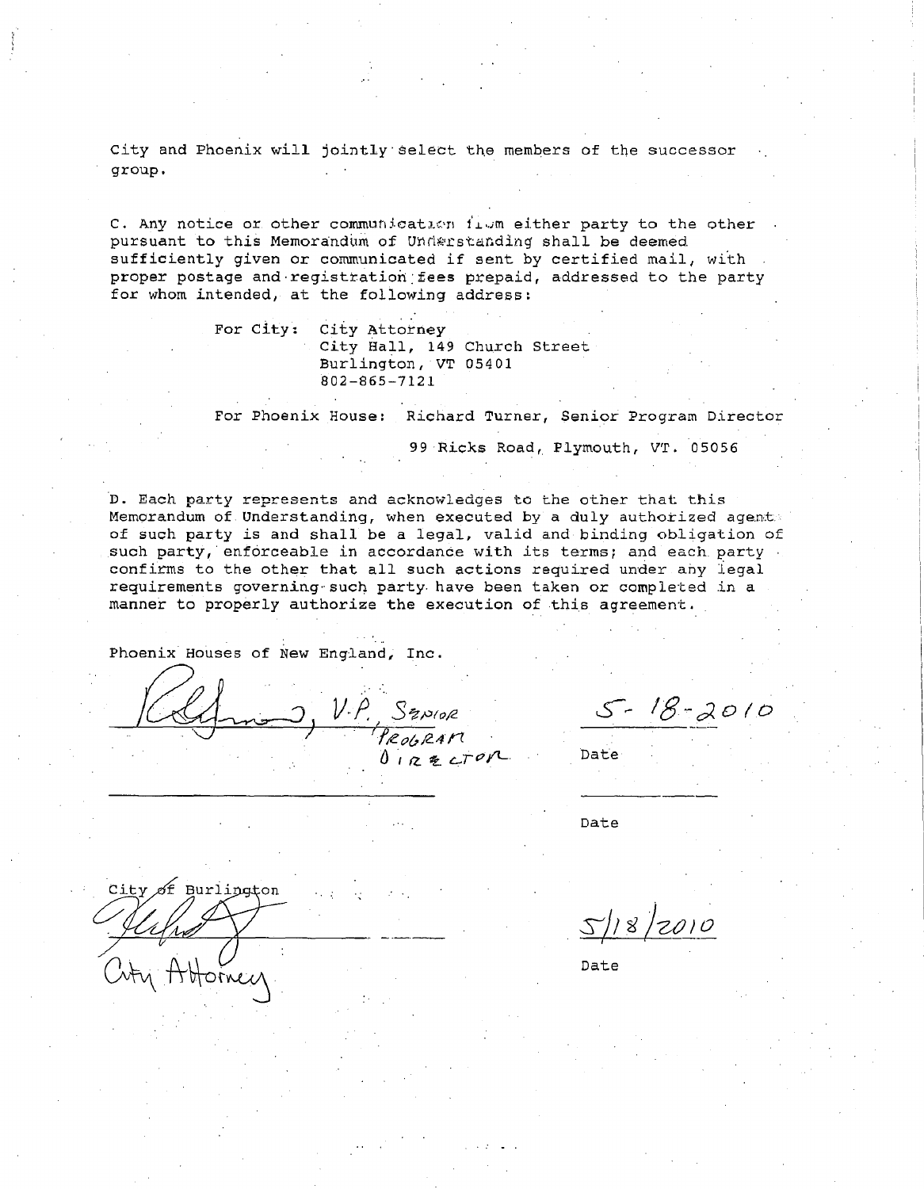City and Phoenix will jointly select the members of the successor group.

C. Any notice or other communication from either party to the other pursuant to this Memorandum of Understanding shall be deemed sufficiently given or communicated if sent by certified mail, with proper postage and registration fees prepaid, addressed to the party for whom intended, at the following address:

For City: City Attorney
City Hall, 149 Church Street
Burlington, VT 05401
802-865-7121

For Phoenix House: Richard Turner, Senior Program Director
99 Ricks Road, Plymouth, VT. 05056

D. Each party represents and acknowledges to the other that this Memorandum of Understanding, when executed by a duly authorized agent of such party is and shall be a legal, valid and binding obligation of such party, enforceable in accordance with its terms; and each party confirms to the other that all such actions required under any legal requirements governing such party have been taken or completed in a manner to properly authorize the execution of this agreement.

Phoenix Houses of New England, Inc.

[Signature], V.P., Senior Program Director — Date: 5-18-2010

_______________________ — Date: ___________

City of Burlington

[Signature] City Attorney — Date: 5/18/2010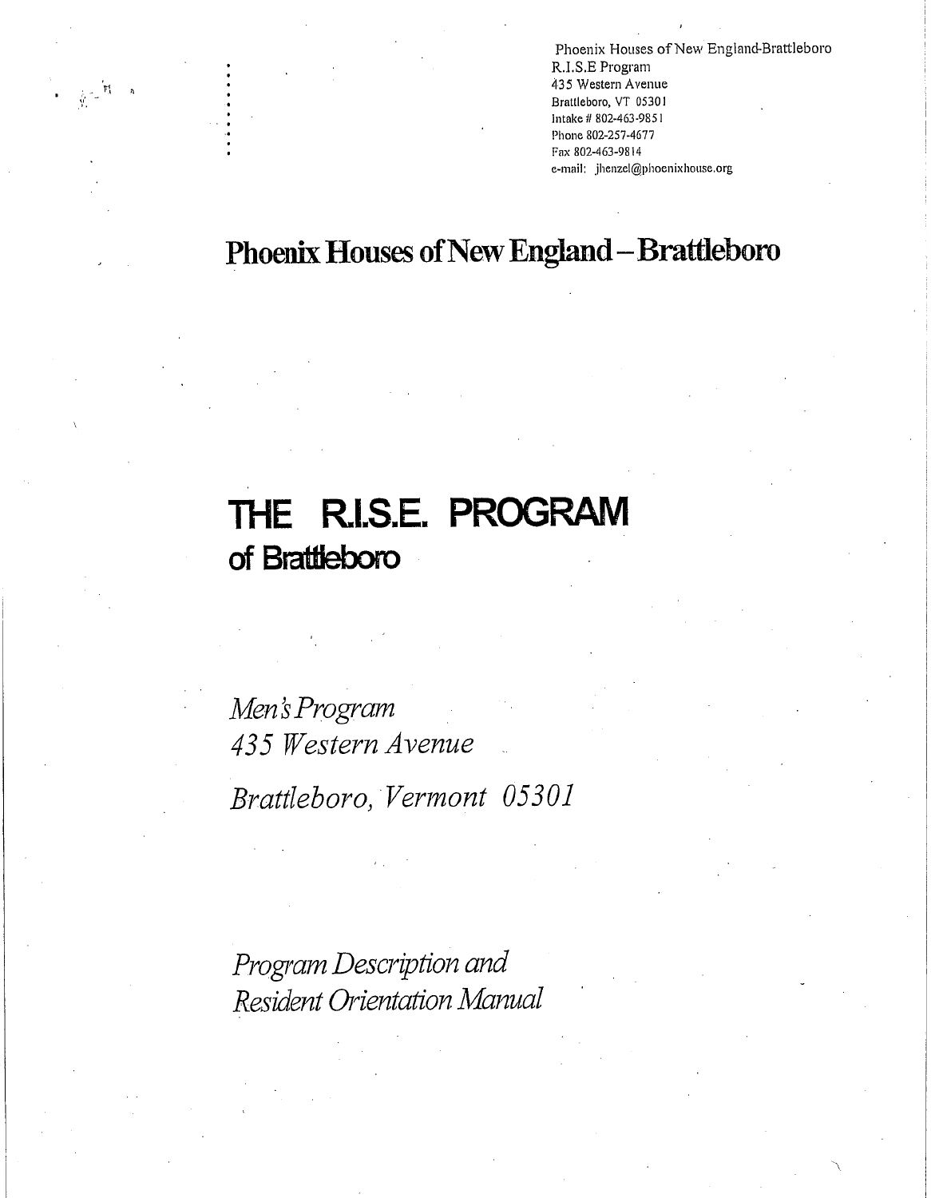Phoenix Houses of New England-Brattleboro
R.I.S.E Program
435 Western Avenue
Brattleboro, VT 05301
Intake # 802-463-9851
Phone 802-257-4677
Fax 802-463-9814
e-mail: jhenzel@phoenixhouse.org

# Phoenix Houses of New England – Brattleboro

# THE R.I.S.E. PROGRAM
## of Brattleboro

*Men's Program*
*435 Western Avenue*
*Brattleboro, Vermont 05301*

*Program Description and*
*Resident Orientation Manual*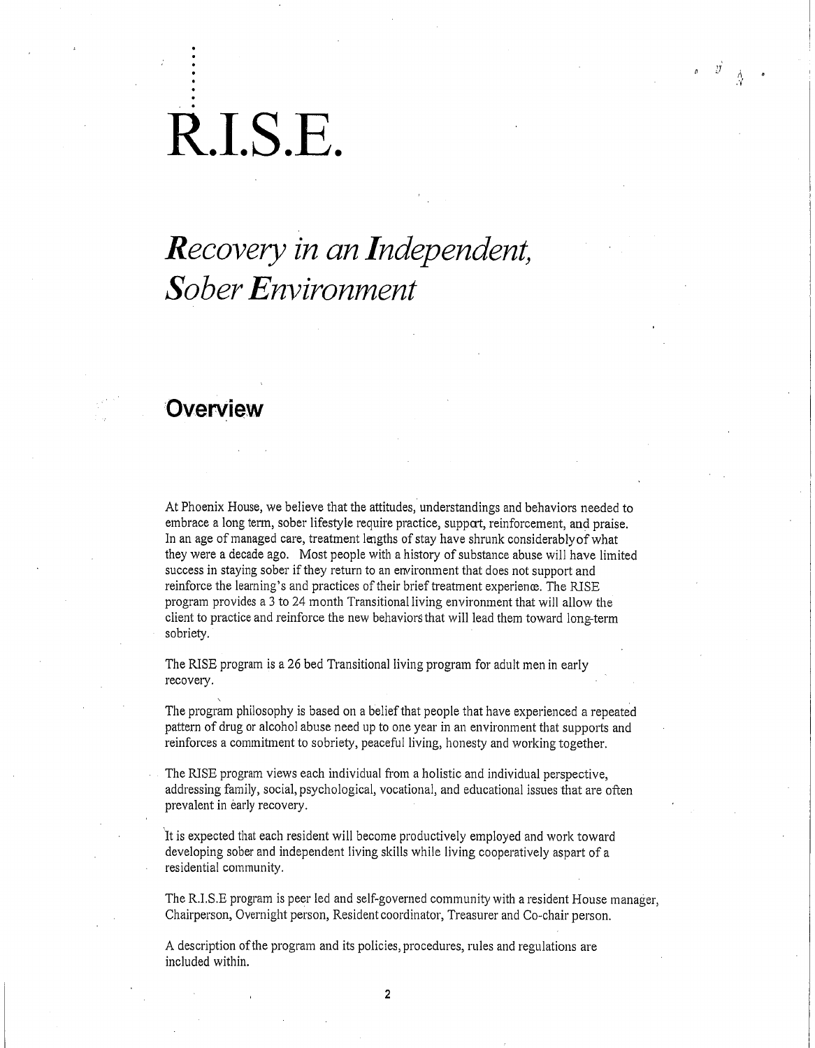# R.I.S.E.

## *Recovery in an Independent, Sober Environment*

## Overview

At Phoenix House, we believe that the attitudes, understandings and behaviors needed to embrace a long term, sober lifestyle require practice, support, reinforcement, and praise. In an age of managed care, treatment lengths of stay have shrunk considerably of what they were a decade ago. Most people with a history of substance abuse will have limited success in staying sober if they return to an environment that does not support and reinforce the learning's and practices of their brief treatment experience. The RISE program provides a 3 to 24 month Transitional living environment that will allow the client to practice and reinforce the new behaviors that will lead them toward long-term sobriety.

The RISE program is a 26 bed Transitional living program for adult men in early recovery.

The program philosophy is based on a belief that people that have experienced a repeated pattern of drug or alcohol abuse need up to one year in an environment that supports and reinforces a commitment to sobriety, peaceful living, honesty and working together.

The RISE program views each individual from a holistic and individual perspective, addressing family, social, psychological, vocational, and educational issues that are often prevalent in early recovery.

It is expected that each resident will become productively employed and work toward developing sober and independent living skills while living cooperatively aspart of a residential community.

The R.I.S.E program is peer led and self-governed community with a resident House manager, Chairperson, Overnight person, Resident coordinator, Treasurer and Co-chair person.

A description of the program and its policies, procedures, rules and regulations are included within.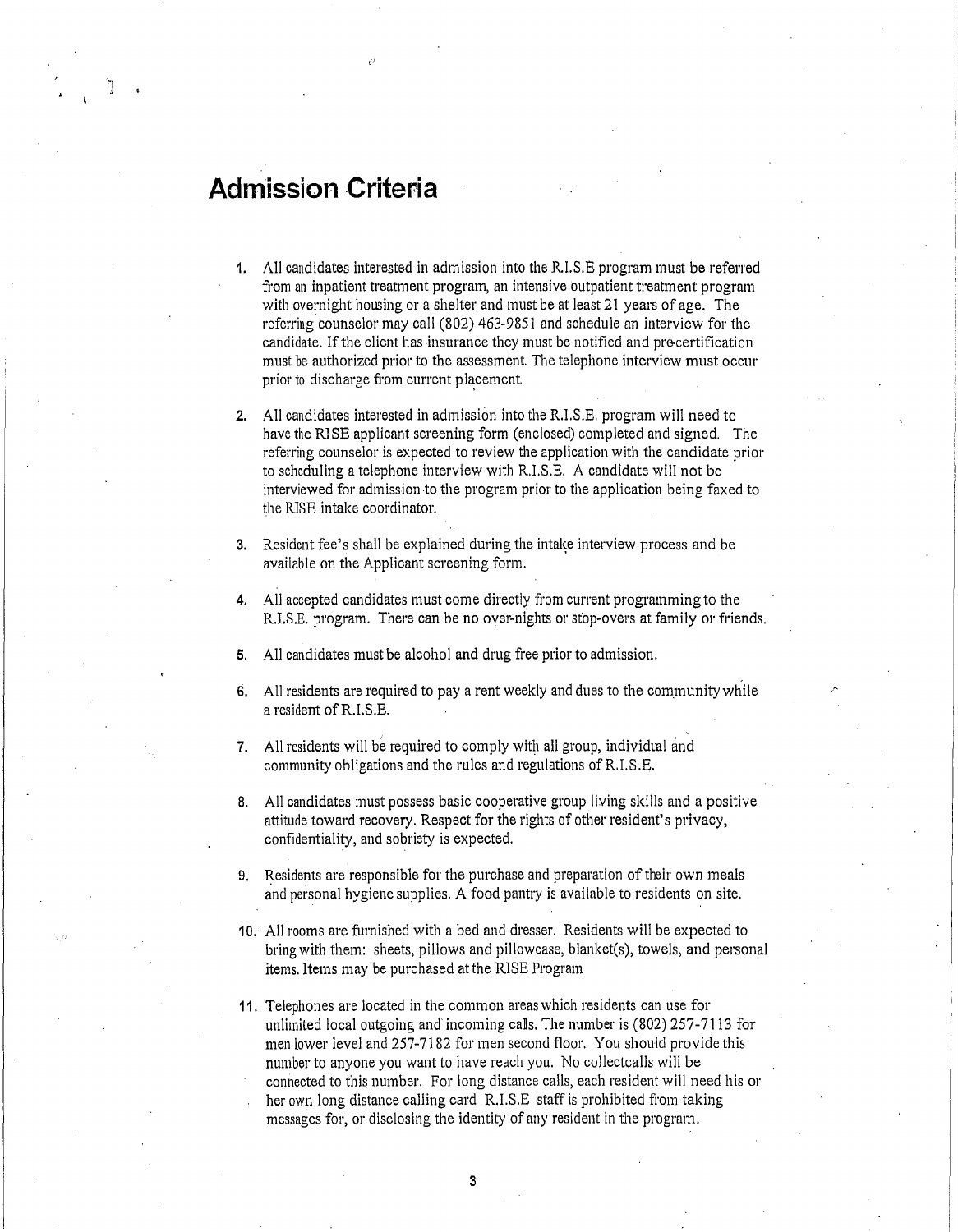# Admission Criteria

1. All candidates interested in admission into the R.I.S.E program must be referred from an inpatient treatment program, an intensive outpatient treatment program with overnight housing or a shelter and must be at least 21 years of age. The referring counselor may call (802) 463-9851 and schedule an interview for the candidate. If the client has insurance they must be notified and pre-certification must be authorized prior to the assessment. The telephone interview must occur prior to discharge from current placement.

2. All candidates interested in admission into the R.I.S.E. program will need to have the RISE applicant screening form (enclosed) completed and signed. The referring counselor is expected to review the application with the candidate prior to scheduling a telephone interview with R.I.S.E. A candidate will not be interviewed for admission to the program prior to the application being faxed to the RISE intake coordinator.

3. Resident fee's shall be explained during the intake interview process and be available on the Applicant screening form.

4. All accepted candidates must come directly from current programming to the R.I.S.E. program. There can be no over-nights or stop-overs at family or friends.

5. All candidates must be alcohol and drug free prior to admission.

6. All residents are required to pay a rent weekly and dues to the community while a resident of R.I.S.E.

7. All residents will be required to comply with all group, individual and community obligations and the rules and regulations of R.I.S.E.

8. All candidates must possess basic cooperative group living skills and a positive attitude toward recovery. Respect for the rights of other resident's privacy, confidentiality, and sobriety is expected.

9. Residents are responsible for the purchase and preparation of their own meals and personal hygiene supplies. A food pantry is available to residents on site.

10. All rooms are furnished with a bed and dresser. Residents will be expected to bring with them: sheets, pillows and pillowcase, blanket(s), towels, and personal items. Items may be purchased at the RISE Program

11. Telephones are located in the common areas which residents can use for unlimited local outgoing and incoming calls. The number is (802) 257-7113 for men lower level and 257-7182 for men second floor. You should provide this number to anyone you want to have reach you. No collectcalls will be connected to this number. For long distance calls, each resident will need his or her own long distance calling card R.I.S.E staff is prohibited from taking messages for, or disclosing the identity of any resident in the program.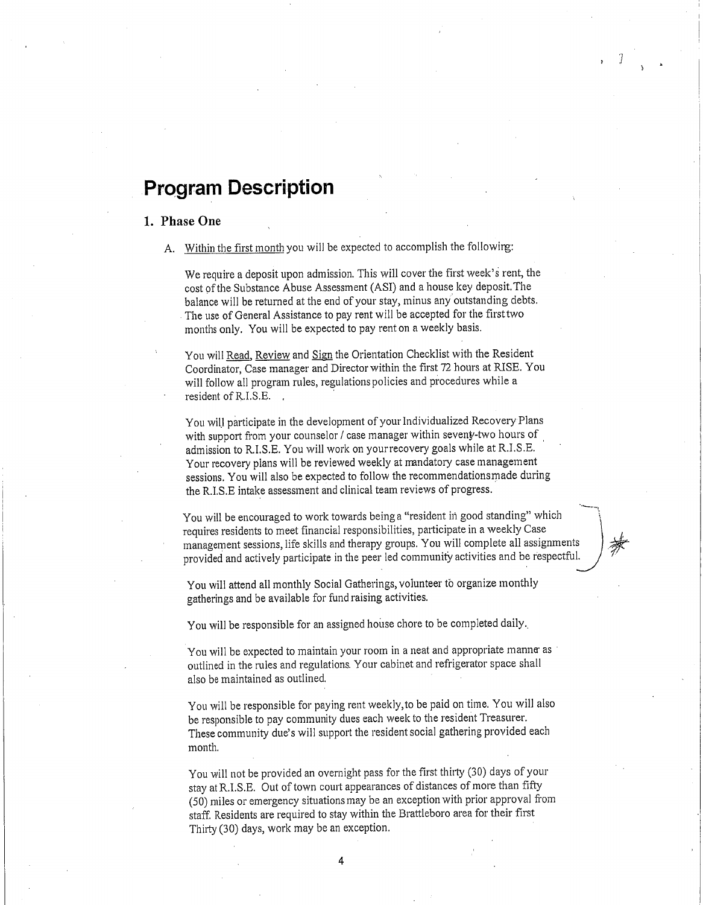# Program Description

## 1. Phase One

A. <u>Within the first month</u> you will be expected to accomplish the following:

We require a deposit upon admission. This will cover the first week's rent, the cost of the Substance Abuse Assessment (ASI) and a house key deposit. The balance will be returned at the end of your stay, minus any outstanding debts. The use of General Assistance to pay rent will be accepted for the first two months only. You will be expected to pay rent on a weekly basis.

You will <u>Read</u>, <u>Review</u> and <u>Sign</u> the Orientation Checklist with the Resident Coordinator, Case manager and Director within the first 72 hours at RISE. You will follow all program rules, regulations policies and procedures while a resident of R.I.S.E.

You will participate in the development of your Individualized Recovery Plans with support from your counselor / case manager within seventy-two hours of admission to R.I.S.E. You will work on your recovery goals while at R.I.S.E. Your recovery plans will be reviewed weekly at mandatory case management sessions. You will also be expected to follow the recommendations made during the R.I.S.E intake assessment and clinical team reviews of progress.

You will be encouraged to work towards being a "resident in good standing" which requires residents to meet financial responsibilities, participate in a weekly Case management sessions, life skills and therapy groups. You will complete all assignments provided and actively participate in the peer led community activities and be respectful.

You will attend all monthly Social Gatherings, volunteer to organize monthly gatherings and be available for fund raising activities.

You will be responsible for an assigned house chore to be completed daily.

You will be expected to maintain your room in a neat and appropriate manner as outlined in the rules and regulations. Your cabinet and refrigerator space shall also be maintained as outlined.

You will be responsible for paying rent weekly, to be paid on time. You will also be responsible to pay community dues each week to the resident Treasurer. These community due's will support the resident social gathering provided each month.

You will not be provided an overnight pass for the first thirty (30) days of your stay at R.I.S.E. Out of town court appearances of distances of more than fifty (50) miles or emergency situations may be an exception with prior approval from staff. Residents are required to stay within the Brattleboro area for their first Thirty (30) days, work may be an exception.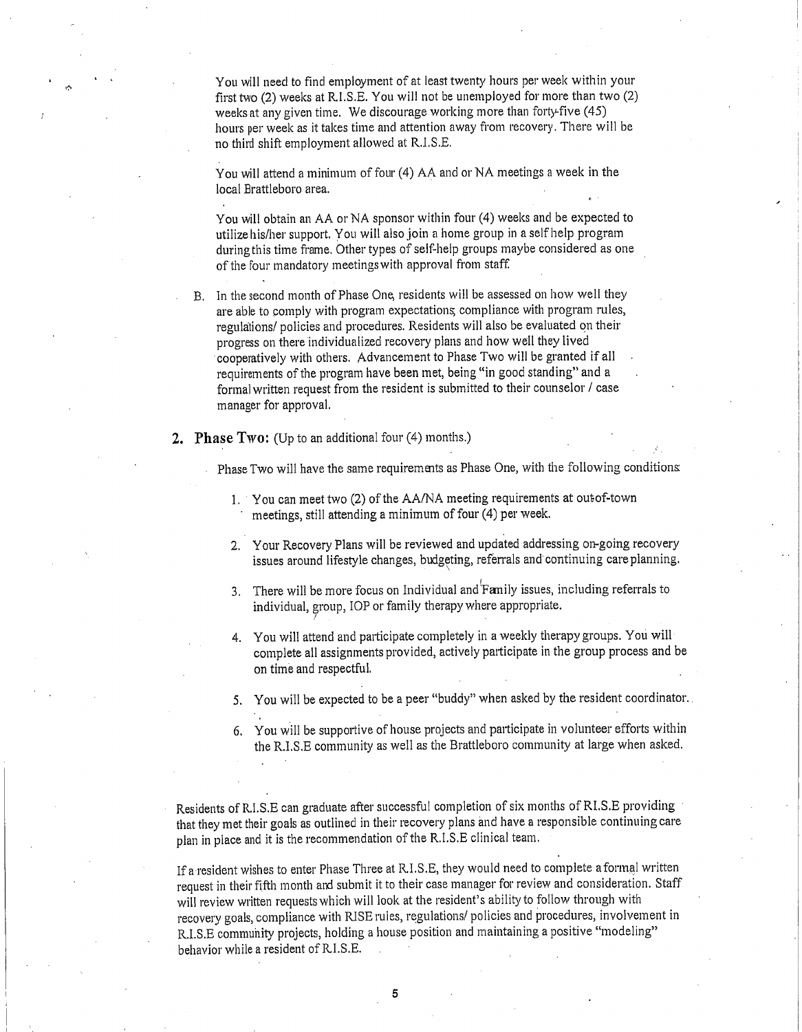You will need to find employment of at least twenty hours per week within your first two (2) weeks at R.I.S.E. You will not be unemployed for more than two (2) weeks at any given time. We discourage working more than forty-five (45) hours per week as it takes time and attention away from recovery. There will be no third shift employment allowed at R.I.S.E.

You will attend a minimum of four (4) AA and or NA meetings a week in the local Brattleboro area.

You will obtain an AA or NA sponsor within four (4) weeks and be expected to utilize his/her support. You will also join a home group in a self help program during this time frame. Other types of self-help groups maybe considered as one of the four mandatory meetings with approval from staff.

B. In the second month of Phase One, residents will be assessed on how well they are able to comply with program expectations, compliance with program rules, regulations/ policies and procedures. Residents will also be evaluated on their progress on there individualized recovery plans and how well they lived cooperatively with others. Advancement to Phase Two will be granted if all requirements of the program have been met, being "in good standing" and a formal written request from the resident is submitted to their counselor / case manager for approval.

2. **Phase Two:** (Up to an additional four (4) months.)

Phase Two will have the same requirements as Phase One, with the following conditions:

1. You can meet two (2) of the AA/NA meeting requirements at out-of-town meetings, still attending a minimum of four (4) per week.

2. Your Recovery Plans will be reviewed and updated addressing on-going recovery issues around lifestyle changes, budgeting, referrals and continuing care planning.

3. There will be more focus on Individual and Family issues, including referrals to individual, group, IOP or family therapy where appropriate.

4. You will attend and participate completely in a weekly therapy groups. You will complete all assignments provided, actively participate in the group process and be on time and respectful.

5. You will be expected to be a peer "buddy" when asked by the resident coordinator.

6. You will be supportive of house projects and participate in volunteer efforts within the R.I.S.E community as well as the Brattleboro community at large when asked.

Residents of R.I.S.E can graduate after successful completion of six months of R.I.S.E providing that they met their goals as outlined in their recovery plans and have a responsible continuing care plan in place and it is the recommendation of the R.I.S.E clinical team.

If a resident wishes to enter Phase Three at R.I.S.E, they would need to complete a formal written request in their fifth month and submit it to their case manager for review and consideration. Staff will review written requests which will look at the resident's ability to follow through with recovery goals, compliance with RISE rules, regulations/ policies and procedures, involvement in R.I.S.E community projects, holding a house position and maintaining a positive "modeling" behavior while a resident of R.I.S.E.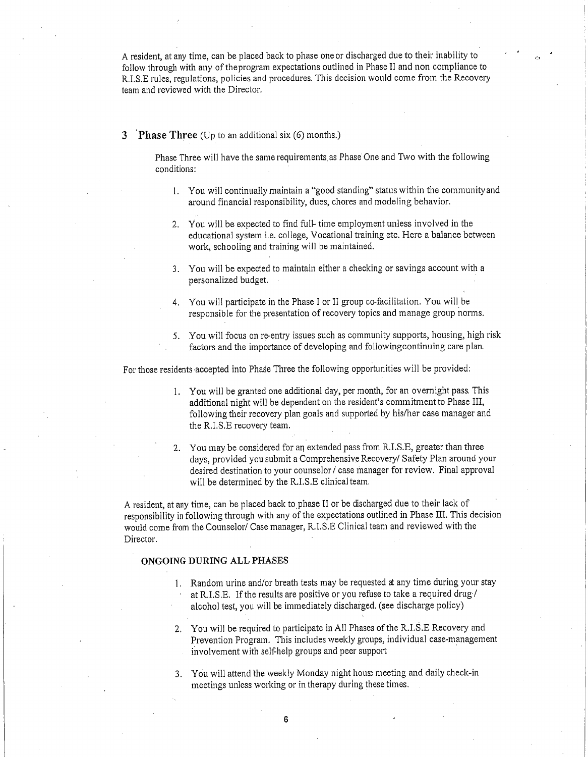A resident, at any time, can be placed back to phase one or discharged due to their inability to follow through with any of the program expectations outlined in Phase II and non compliance to R.I.S.E rules, regulations, policies and procedures. This decision would come from the Recovery team and reviewed with the Director.

## 3 Phase Three (Up to an additional six (6) months.)

Phase Three will have the same requirements as Phase One and Two with the following conditions:

1. You will continually maintain a "good standing" status within the community and around financial responsibility, dues, chores and modeling behavior.
2. You will be expected to find full- time employment unless involved in the educational system i.e. college, Vocational training etc. Here a balance between work, schooling and training will be maintained.
3. You will be expected to maintain either a checking or savings account with a personalized budget.
4. You will participate in the Phase I or II group co-facilitation. You will be responsible for the presentation of recovery topics and manage group norms.
5. You will focus on re-entry issues such as community supports, housing, high risk factors and the importance of developing and following continuing care plan.

For those residents accepted into Phase Three the following opportunities will be provided:

1. You will be granted one additional day, per month, for an overnight pass. This additional night will be dependent on the resident's commitment to Phase III, following their recovery plan goals and supported by his/her case manager and the R.I.S.E recovery team.
2. You may be considered for an extended pass from R.I.S.E, greater than three days, provided you submit a Comprehensive Recovery/ Safety Plan around your desired destination to your counselor / case manager for review. Final approval will be determined by the R.I.S.E clinical team.

A resident, at any time, can be placed back to phase II or be discharged due to their lack of responsibility in following through with any of the expectations outlined in Phase III. This decision would come from the Counselor/ Case manager, R.I.S.E Clinical team and reviewed with the Director.

### ONGOING DURING ALL PHASES

1. Random urine and/or breath tests may be requested at any time during your stay at R.I.S.E. If the results are positive or you refuse to take a required drug / alcohol test, you will be immediately discharged. (see discharge policy)
2. You will be required to participate in All Phases of the R.I.S.E Recovery and Prevention Program. This includes weekly groups, individual case-management involvement with self-help groups and peer support
3. You will attend the weekly Monday night house meeting and daily check-in meetings unless working or in therapy during these times.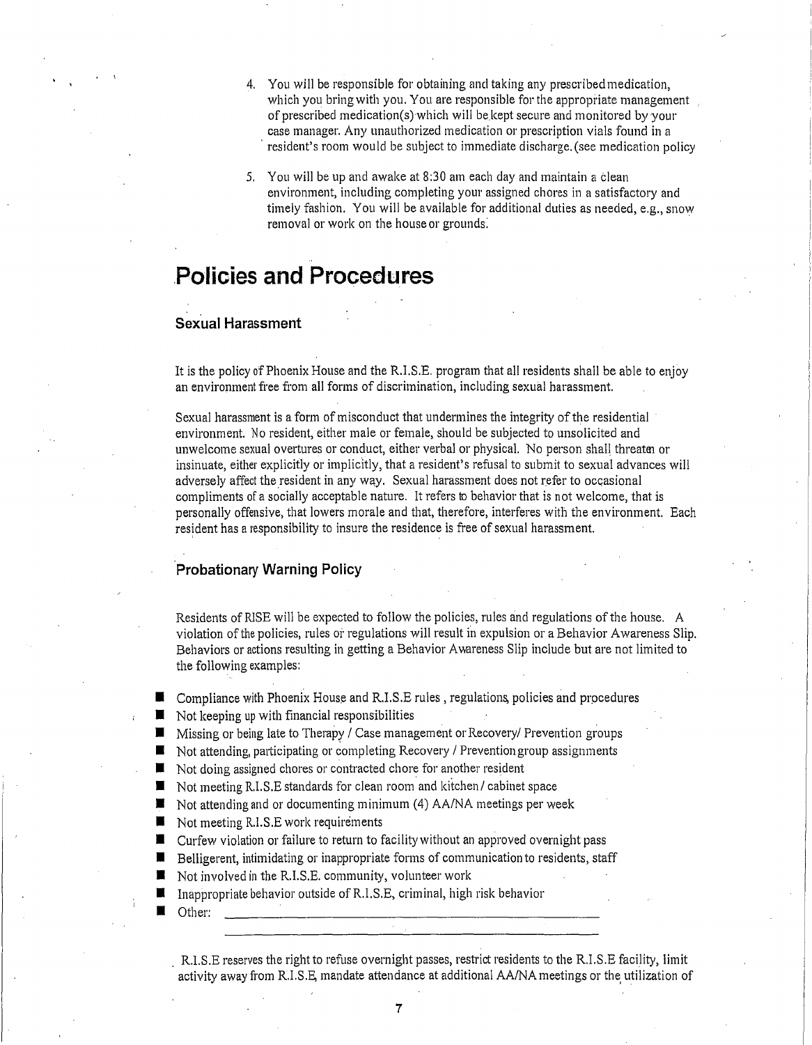4. You will be responsible for obtaining and taking any prescribed medication, which you bring with you. You are responsible for the appropriate management of prescribed medication(s) which will be kept secure and monitored by your case manager. Any unauthorized medication or prescription vials found in a resident's room would be subject to immediate discharge. (see medication policy

5. You will be up and awake at 8:30 am each day and maintain a clean environment, including completing your assigned chores in a satisfactory and timely fashion. You will be available for additional duties as needed, e.g., snow removal or work on the house or grounds.

# Policies and Procedures

### Sexual Harassment

It is the policy of Phoenix House and the R.I.S.E. program that all residents shall be able to enjoy an environment free from all forms of discrimination, including sexual harassment.

Sexual harassment is a form of misconduct that undermines the integrity of the residential environment. No resident, either male or female, should be subjected to unsolicited and unwelcome sexual overtures or conduct, either verbal or physical. No person shall threaten or insinuate, either explicitly or implicitly, that a resident's refusal to submit to sexual advances will adversely affect the resident in any way. Sexual harassment does not refer to occasional compliments of a socially acceptable nature. It refers to behavior that is not welcome, that is personally offensive, that lowers morale and that, therefore, interferes with the environment. Each resident has a responsibility to insure the residence is free of sexual harassment.

### Probationary Warning Policy

Residents of RISE will be expected to follow the policies, rules and regulations of the house. A violation of the policies, rules or regulations will result in expulsion or a Behavior Awareness Slip. Behaviors or actions resulting in getting a Behavior Awareness Slip include but are not limited to the following examples:

- Compliance with Phoenix House and R.I.S.E rules , regulations, policies and procedures
- Not keeping up with financial responsibilities
- Missing or being late to Therapy / Case management or Recovery/ Prevention groups
- Not attending, participating or completing Recovery / Prevention group assignments
- Not doing assigned chores or contracted chore for another resident
- Not meeting R.I.S.E standards for clean room and kitchen / cabinet space
- Not attending and or documenting minimum (4) AA/NA meetings per week
- Not meeting R.I.S.E work requirements
- Curfew violation or failure to return to facility without an approved overnight pass
- Belligerent, intimidating or inappropriate forms of communication to residents, staff
- Not involved in the R.I.S.E. community, volunteer work
- Inappropriate behavior outside of R.I.S.E, criminal, high risk behavior
- Other: ______________________________________________

R.I.S.E reserves the right to refuse overnight passes, restrict residents to the R.I.S.E facility, limit activity away from R.I.S.E, mandate attendance at additional AA/NA meetings or the utilization of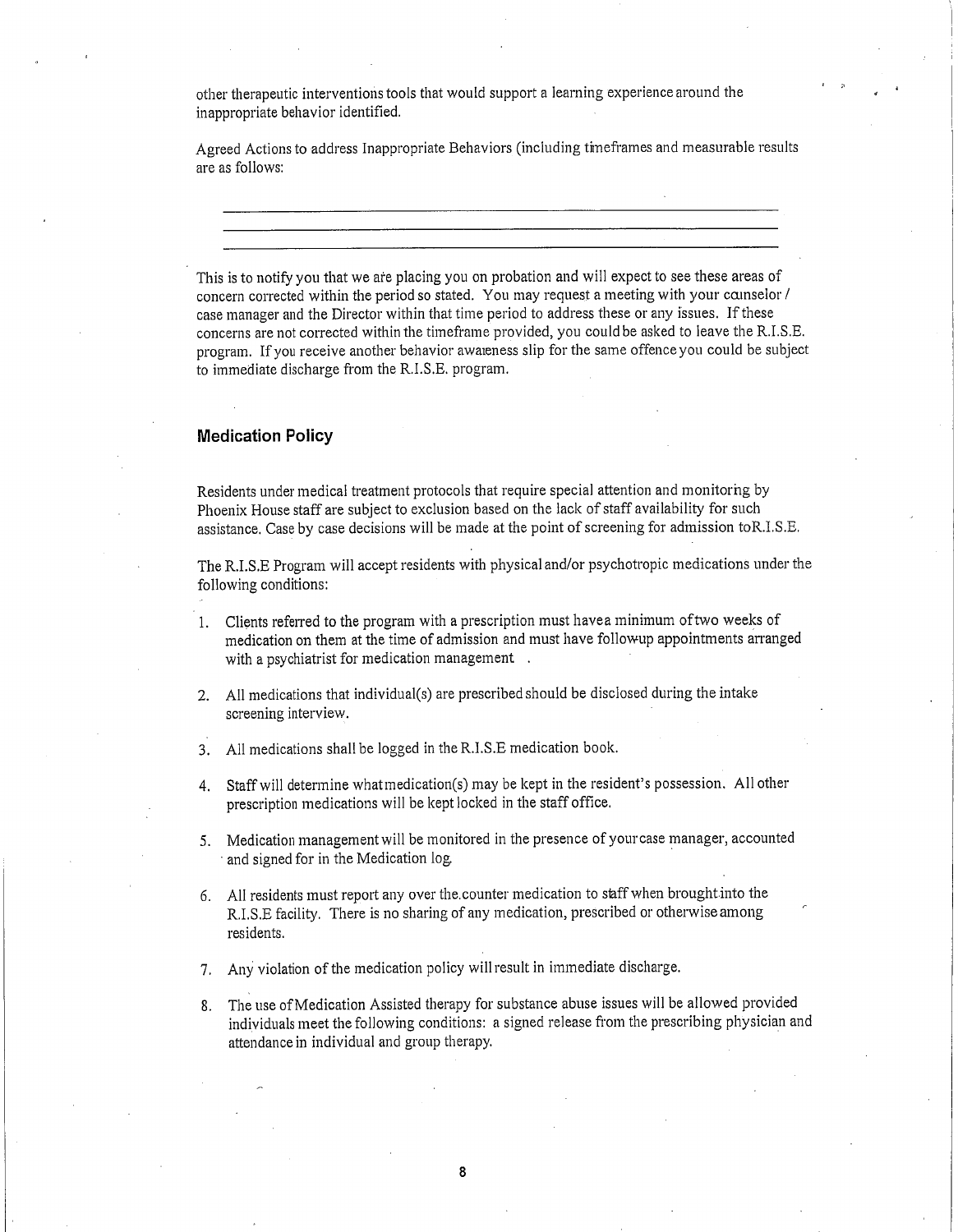other therapeutic interventions tools that would support a learning experience around the inappropriate behavior identified.

Agreed Actions to address Inappropriate Behaviors (including timeframes and measurable results are as follows:

\_\_\_\_\_\_\_\_\_\_\_\_\_\_\_\_\_\_\_\_\_\_\_\_\_\_\_\_\_\_\_\_\_\_\_\_\_\_\_\_\_\_\_\_\_\_\_\_\_\_\_\_\_\_\_\_\_\_\_\_

\_\_\_\_\_\_\_\_\_\_\_\_\_\_\_\_\_\_\_\_\_\_\_\_\_\_\_\_\_\_\_\_\_\_\_\_\_\_\_\_\_\_\_\_\_\_\_\_\_\_\_\_\_\_\_\_\_\_\_\_

\_\_\_\_\_\_\_\_\_\_\_\_\_\_\_\_\_\_\_\_\_\_\_\_\_\_\_\_\_\_\_\_\_\_\_\_\_\_\_\_\_\_\_\_\_\_\_\_\_\_\_\_\_\_\_\_\_\_\_\_

This is to notify you that we are placing you on probation and will expect to see these areas of concern corrected within the period so stated. You may request a meeting with your counselor / case manager and the Director within that time period to address these or any issues. If these concerns are not corrected within the timeframe provided, you could be asked to leave the R.I.S.E. program. If you receive another behavior awareness slip for the same offence you could be subject to immediate discharge from the R.I.S.E. program.

## Medication Policy

Residents under medical treatment protocols that require special attention and monitoring by Phoenix House staff are subject to exclusion based on the lack of staff availability for such assistance. Case by case decisions will be made at the point of screening for admission toR.I.S.E.

The R.I.S.E Program will accept residents with physical and/or psychotropic medications under the following conditions:

1. Clients referred to the program with a prescription must have a minimum of two weeks of medication on them at the time of admission and must have follow-up appointments arranged with a psychiatrist for medication management .
2. All medications that individual(s) are prescribed should be disclosed during the intake screening interview.
3. All medications shall be logged in the R.I.S.E medication book.
4. Staff will determine what medication(s) may be kept in the resident's possession. All other prescription medications will be kept locked in the staff office.
5. Medication management will be monitored in the presence of your case manager, accounted and signed for in the Medication log.
6. All residents must report any over the counter medication to staff when brought into the R.I.S.E facility. There is no sharing of any medication, prescribed or otherwise among residents.
7. Any violation of the medication policy will result in immediate discharge.
8. The use of Medication Assisted therapy for substance abuse issues will be allowed provided individuals meet the following conditions: a signed release from the prescribing physician and attendance in individual and group therapy.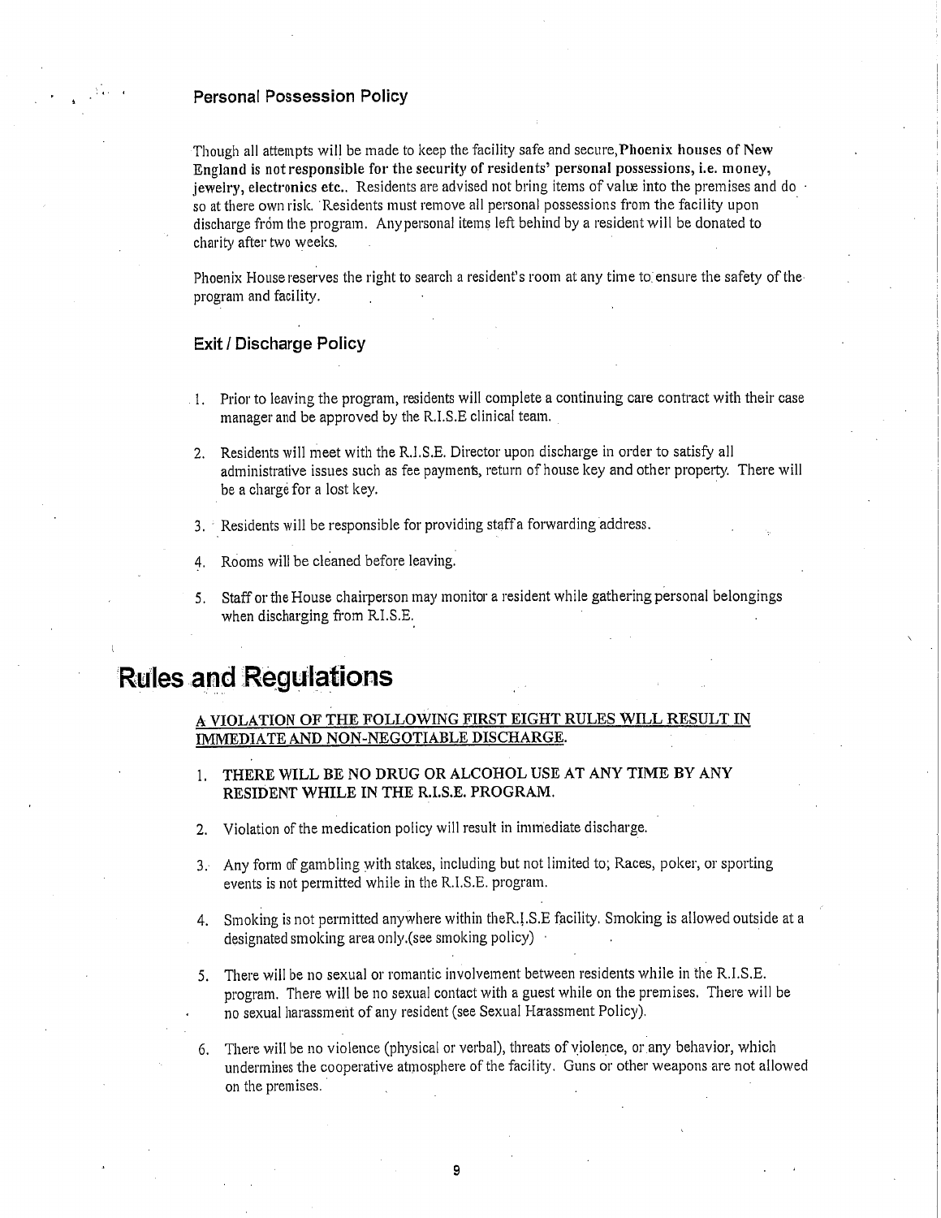### Personal Possession Policy

Though all attempts will be made to keep the facility safe and secure, **Phoenix houses of New England is not responsible for the security of residents' personal possessions, i.e. money, jewelry, electronics etc.**. Residents are advised not bring items of value into the premises and do so at there own risk. Residents must remove all personal possessions from the facility upon discharge from the program. Any personal items left behind by a resident will be donated to charity after two weeks.

Phoenix House reserves the right to search a resident's room at any time to ensure the safety of the program and facility.

### Exit / Discharge Policy

1. Prior to leaving the program, residents will complete a continuing care contract with their case manager and be approved by the R.I.S.E clinical team.
2. Residents will meet with the R.I.S.E. Director upon discharge in order to satisfy all administrative issues such as fee payments, return of house key and other property. There will be a charge for a lost key.
3. Residents will be responsible for providing staff a forwarding address.
4. Rooms will be cleaned before leaving.
5. Staff or the House chairperson may monitor a resident while gathering personal belongings when discharging from R.I.S.E.

# Rules and Regulations

<u>A VIOLATION OF THE FOLLOWING FIRST EIGHT RULES WILL RESULT IN IMMEDIATE AND NON-NEGOTIABLE DISCHARGE.</u>

1. **THERE WILL BE NO DRUG OR ALCOHOL USE AT ANY TIME BY ANY RESIDENT WHILE IN THE R.I.S.E. PROGRAM.**
2. Violation of the medication policy will result in immediate discharge.
3. Any form of gambling with stakes, including but not limited to; Races, poker, or sporting events is not permitted while in the R.I.S.E. program.
4. Smoking is not permitted anywhere within the R.I.S.E facility. Smoking is allowed outside at a designated smoking area only.(see smoking policy)
5. There will be no sexual or romantic involvement between residents while in the R.I.S.E. program. There will be no sexual contact with a guest while on the premises. There will be no sexual harassment of any resident (see Sexual Harassment Policy).
6. There will be no violence (physical or verbal), threats of violence, or any behavior, which undermines the cooperative atmosphere of the facility. Guns or other weapons are not allowed on the premises.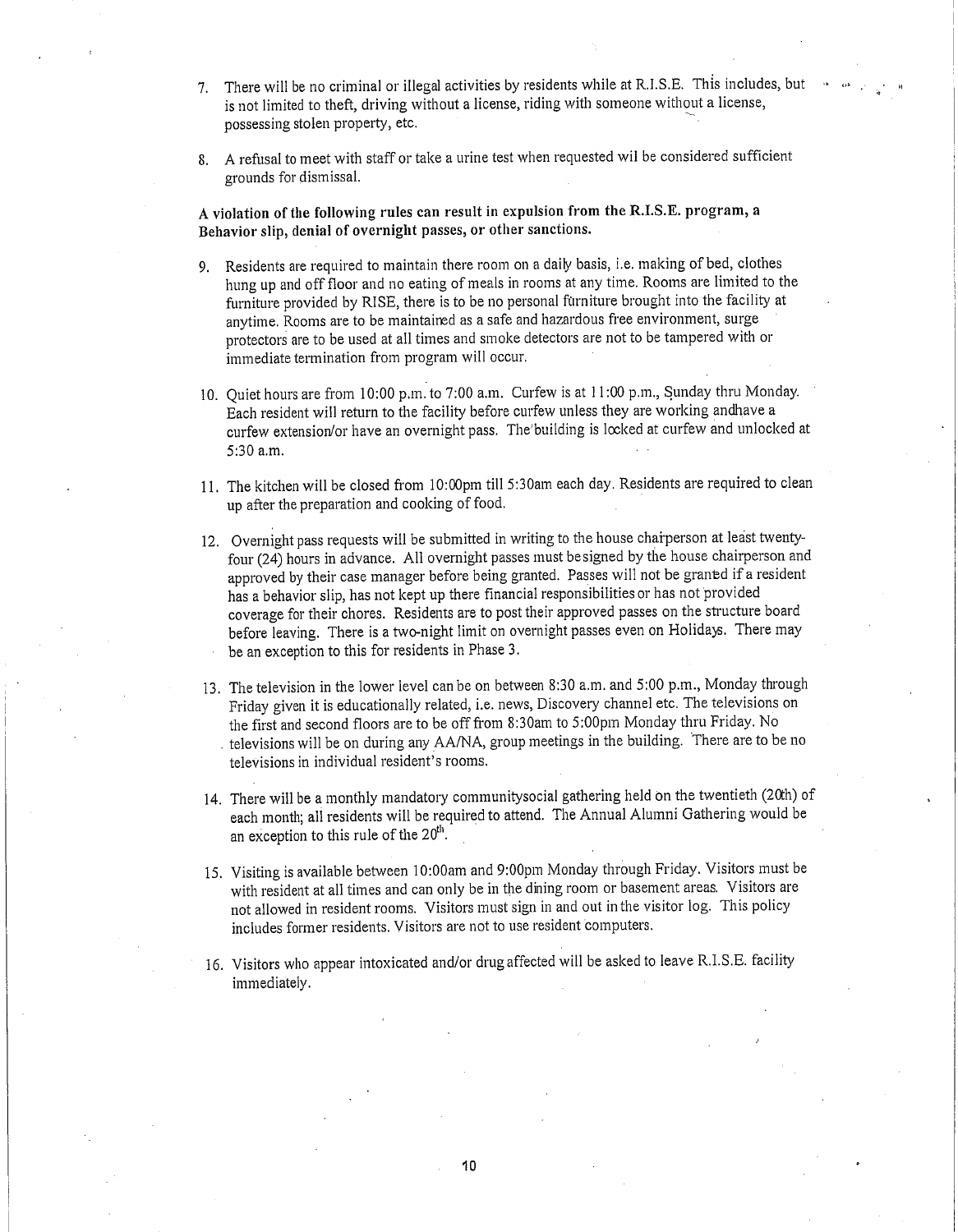7. There will be no criminal or illegal activities by residents while at R.I.S.E. This includes, but is not limited to theft, driving without a license, riding with someone without a license, possessing stolen property, etc.

8. A refusal to meet with staff or take a urine test when requested wil be considered sufficient grounds for dismissal.

**A violation of the following rules can result in expulsion from the R.I.S.E. program, a Behavior slip, denial of overnight passes, or other sanctions.**

9. Residents are required to maintain there room on a daily basis, i.e. making of bed, clothes hung up and off floor and no eating of meals in rooms at any time. Rooms are limited to the furniture provided by RISE, there is to be no personal furniture brought into the facility at anytime. Rooms are to be maintained as a safe and hazardous free environment, surge protectors are to be used at all times and smoke detectors are not to be tampered with or immediate termination from program will occur.

10. Quiet hours are from 10:00 p.m. to 7:00 a.m. Curfew is at 11:00 p.m., Sunday thru Monday. Each resident will return to the facility before curfew unless they are working andhave a curfew extension/or have an overnight pass. The building is locked at curfew and unlocked at 5:30 a.m.

11. The kitchen will be closed from 10:00pm till 5:30am each day. Residents are required to clean up after the preparation and cooking of food.

12. Overnight pass requests will be submitted in writing to the house chairperson at least twenty-four (24) hours in advance. All overnight passes must be signed by the house chairperson and approved by their case manager before being granted. Passes will not be granted if a resident has a behavior slip, has not kept up there financial responsibilities or has not provided coverage for their chores. Residents are to post their approved passes on the structure board before leaving. There is a two-night limit on overnight passes even on Holidays. There may be an exception to this for residents in Phase 3.

13. The television in the lower level can be on between 8:30 a.m. and 5:00 p.m., Monday through Friday given it is educationally related, i.e. news, Discovery channel etc. The televisions on the first and second floors are to be off from 8:30am to 5:00pm Monday thru Friday. No televisions will be on during any AA/NA, group meetings in the building. There are to be no televisions in individual resident's rooms.

14. There will be a monthly mandatory communitysocial gathering held on the twentieth (20th) of each month; all residents will be required to attend. The Annual Alumni Gathering would be an exception to this rule of the 20th.

15. Visiting is available between 10:00am and 9:00pm Monday through Friday. Visitors must be with resident at all times and can only be in the dining room or basement areas. Visitors are not allowed in resident rooms. Visitors must sign in and out in the visitor log. This policy includes former residents. Visitors are not to use resident computers.

16. Visitors who appear intoxicated and/or drug affected will be asked to leave R.I.S.E. facility immediately.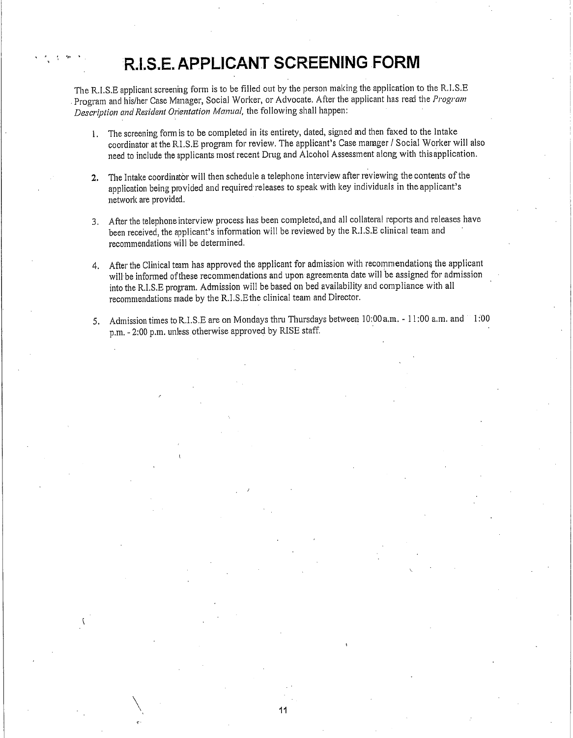# R.I.S.E. APPLICANT SCREENING FORM

The R.I.S.E applicant screening form is to be filled out by the person making the application to the R.I.S.E Program and his/her Case Manager, Social Worker, or Advocate. After the applicant has read the *Program Description and Resident Orientation Manual,* the following shall happen:

1. The screening form is to be completed in its entirety, dated, signed and then faxed to the Intake coordinator at the R.I.S.E program for review. The applicant's Case manager / Social Worker will also need to include the applicants most recent Drug and Alcohol Assessment along with this application.

2. The Intake coordinator will then schedule a telephone interview after reviewing the contents of the application being provided and required releases to speak with key individuals in the applicant's network are provided.

3. After the telephone interview process has been completed, and all collateral reports and releases have been received, the applicant's information will be reviewed by the R.I.S.E clinical team and recommendations will be determined.

4. After the Clinical team has approved the applicant for admission with recommendations the applicant will be informed of these recommendations and upon agreementa date will be assigned for admission into the R.I.S.E program. Admission will be based on bed availability and compliance with all recommendations made by the R.I.S.E the clinical team and Director.

5. Admission times to R.I.S.E are on Mondays thru Thursdays between 10:00 a.m. - 11:00 a.m. and 1:00 p.m. - 2:00 p.m. unless otherwise approved by RISE staff.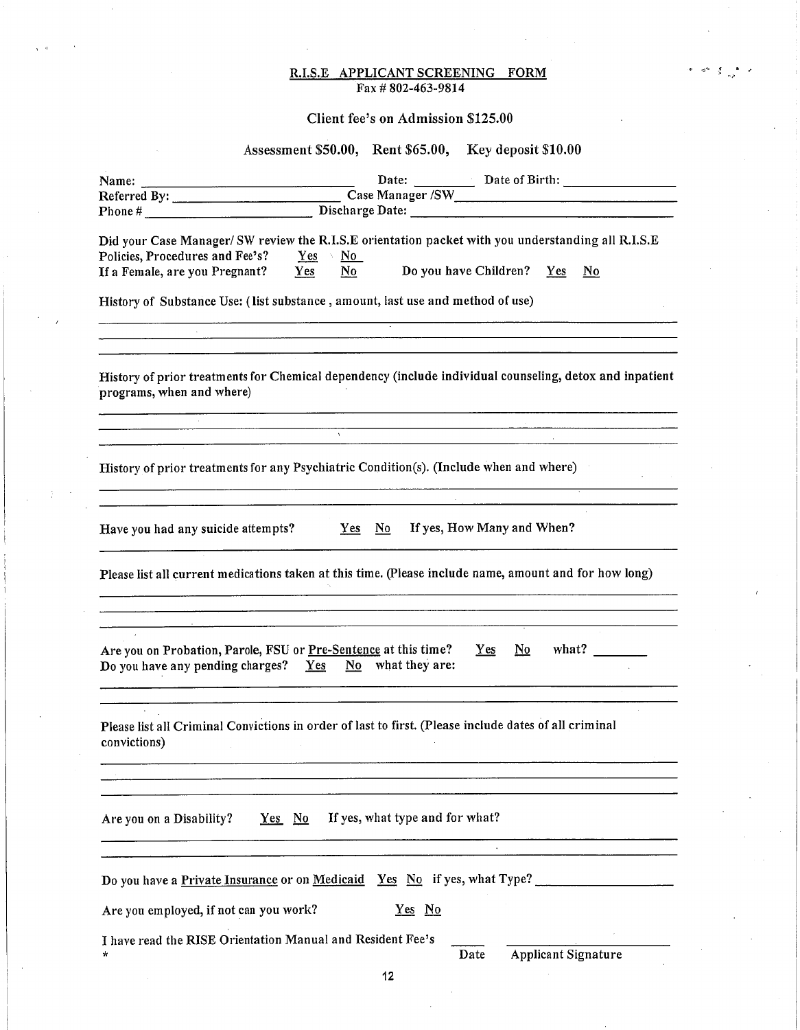# R.I.S.E APPLICANT SCREENING FORM

Fax # 802-463-9814

Client fee's on Admission $125.00

Assessment $50.00, Rent $65.00, Key deposit $10.00

Name: ______________________________ Date: _________ Date of Birth: ________________

Referred By: _______________________ Case Manager /SW_______________________________

Phone # ___________________________ Discharge Date: _________________________________

Did your Case Manager/ SW review the R.I.S.E orientation packet with you understanding all R.I.S.E Policies, Procedures and Fee's? Yes No

If a Female, are you Pregnant? Yes No Do you have Children? Yes No

History of Substance Use: ( list substance , amount, last use and method of use)

_______________________________________________________________________________

_______________________________________________________________________________

_______________________________________________________________________________

History of prior treatments for Chemical dependency (include individual counseling, detox and inpatient programs, when and where)

_______________________________________________________________________________

_______________________________________________________________________________

_______________________________________________________________________________

History of prior treatments for any Psychiatric Condition(s). (Include when and where)

_______________________________________________________________________________

_______________________________________________________________________________

Have you had any suicide attempts? Yes No If yes, How Many and When?

_______________________________________________________________________________

Please list all current medications taken at this time. (Please include name, amount and for how long)

_______________________________________________________________________________

_______________________________________________________________________________

_______________________________________________________________________________

Are you on Probation, Parole, FSU or Pre-Sentence at this time? Yes No what? _______

Do you have any pending charges? Yes No what they are:

_______________________________________________________________________________

_______________________________________________________________________________

Please list all Criminal Convictions in order of last to first. (Please include dates of all criminal convictions)

_______________________________________________________________________________

_______________________________________________________________________________

_______________________________________________________________________________

Are you on a Disability? Yes No If yes, what type and for what?

_______________________________________________________________________________

_______________________________________________________________________________

Do you have a Private Insurance or on Medicaid Yes No if yes, what Type? ________________

Are you employed, if not can you work? Yes No

I have read the RISE Orientation Manual and Resident Fee's _____ ______________________

* Date Applicant Signature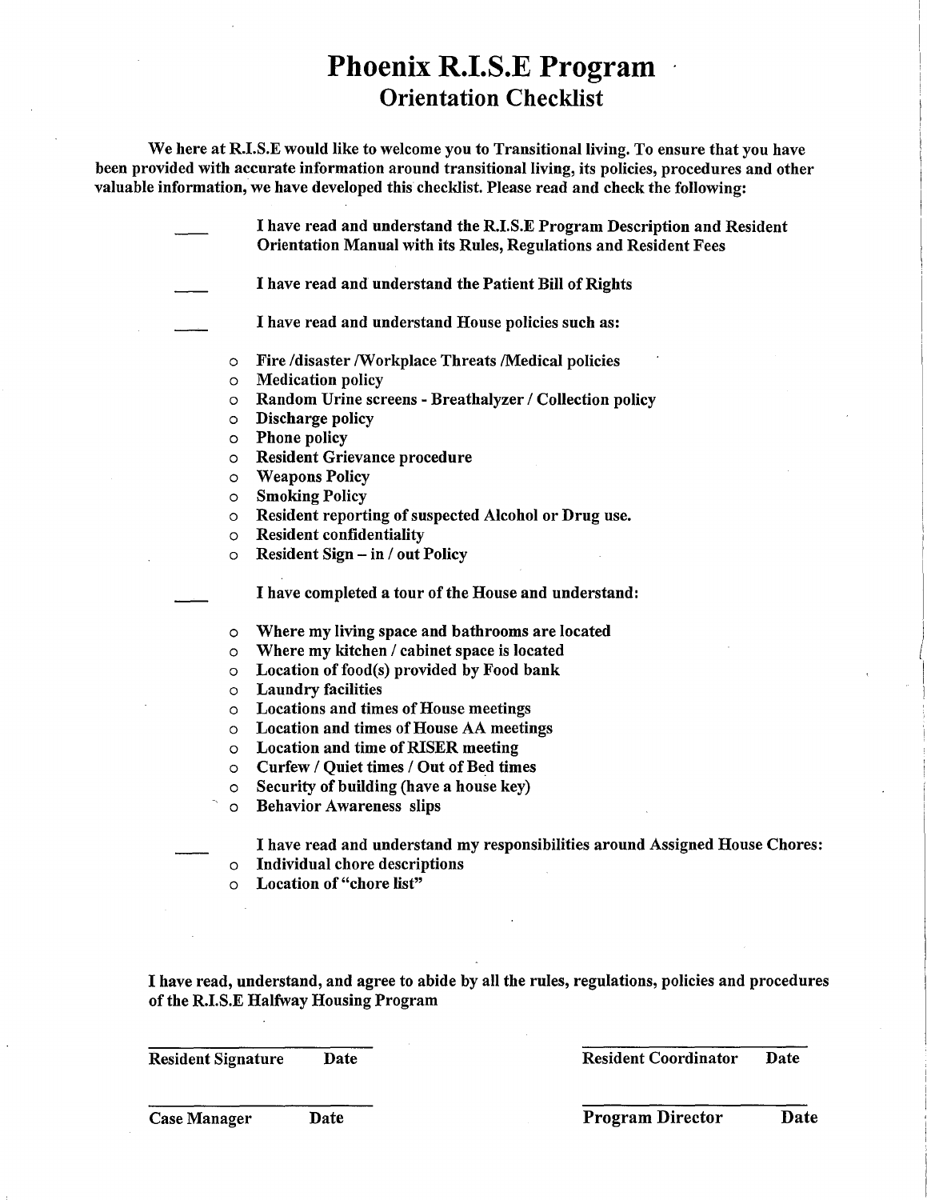# Phoenix R.I.S.E Program

## Orientation Checklist

We here at R.I.S.E would like to welcome you to Transitional living. To ensure that you have been provided with accurate information around transitional living, its policies, procedures and other valuable information, we have developed this checklist. Please read and check the following:

____ I have read and understand the R.I.S.E Program Description and Resident Orientation Manual with its Rules, Regulations and Resident Fees

____ I have read and understand the Patient Bill of Rights

____ I have read and understand House policies such as:

- Fire /disaster /Workplace Threats /Medical policies
- Medication policy
- Random Urine screens - Breathalyzer / Collection policy
- Discharge policy
- Phone policy
- Resident Grievance procedure
- Weapons Policy
- Smoking Policy
- Resident reporting of suspected Alcohol or Drug use.
- Resident confidentiality
- Resident Sign – in / out Policy

____ I have completed a tour of the House and understand:

- Where my living space and bathrooms are located
- Where my kitchen / cabinet space is located
- Location of food(s) provided by Food bank
- Laundry facilities
- Locations and times of House meetings
- Location and times of House AA meetings
- Location and time of RISER meeting
- Curfew / Quiet times / Out of Bed times
- Security of building (have a house key)
- Behavior Awareness slips

____ I have read and understand my responsibilities around Assigned House Chores:

- Individual chore descriptions
- Location of "chore list"

I have read, understand, and agree to abide by all the rules, regulations, policies and procedures of the R.I.S.E Halfway Housing Program

| | |
|---|---|
| ______________________ | ______________________ |
| Resident Signature Date | Resident Coordinator Date |
| ______________________ | ______________________ |
| Case Manager Date | Program Director Date |